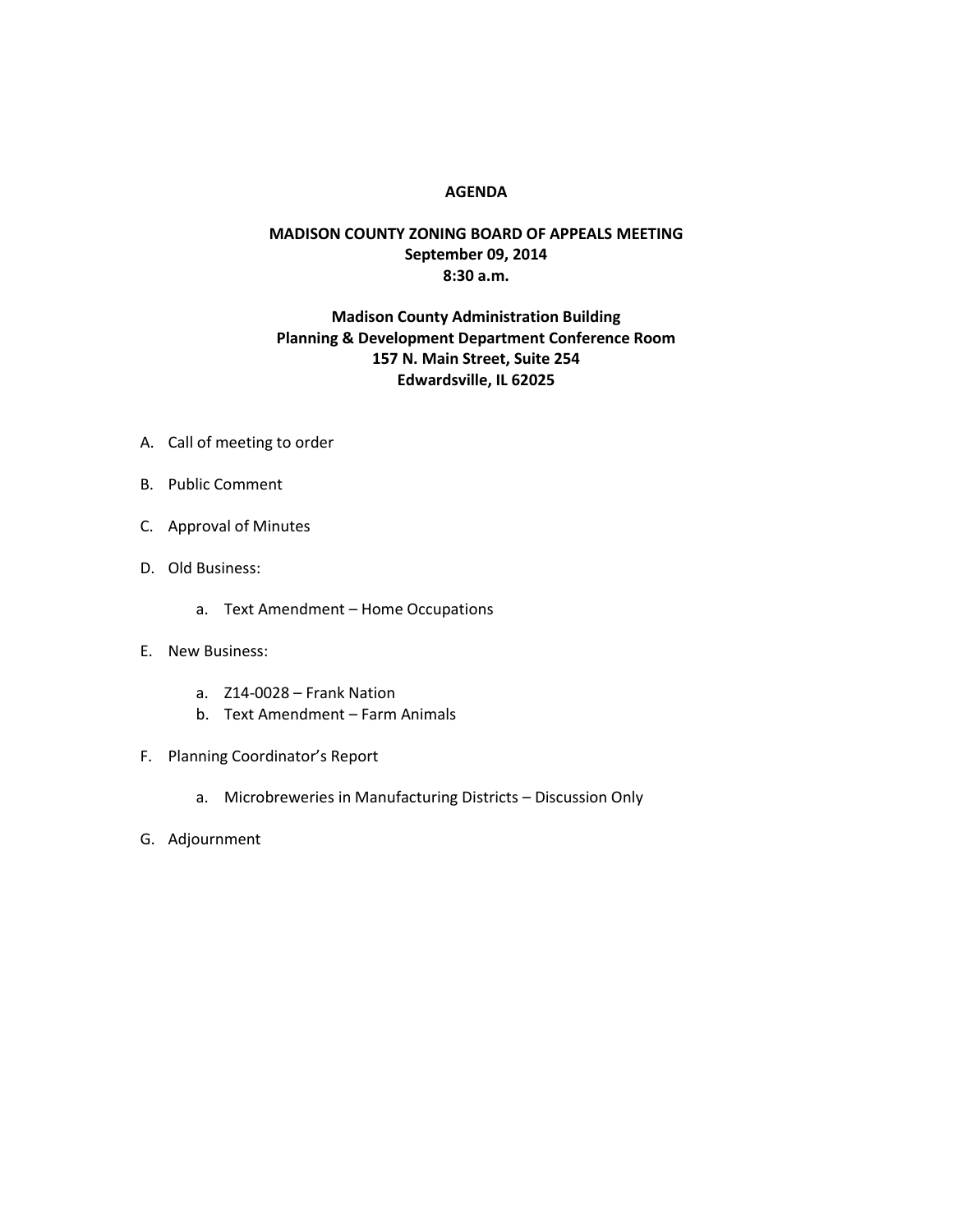# AGENDA

## MADISON COUNTY ZONING BOARD OF APPEALS MEETING
**September 09, 2014**
**8:30 a.m.**

**Madison County Administration Building**
**Planning & Development Department Conference Room**
**157 N. Main Street, Suite 254**
**Edwardsville, IL 62025**

A. Call of meeting to order

B. Public Comment

C. Approval of Minutes

D. Old Business:

   a. Text Amendment – Home Occupations

E. New Business:

   a. Z14-0028 – Frank Nation
   b. Text Amendment – Farm Animals

F. Planning Coordinator's Report

   a. Microbreweries in Manufacturing Districts – Discussion Only

G. Adjournment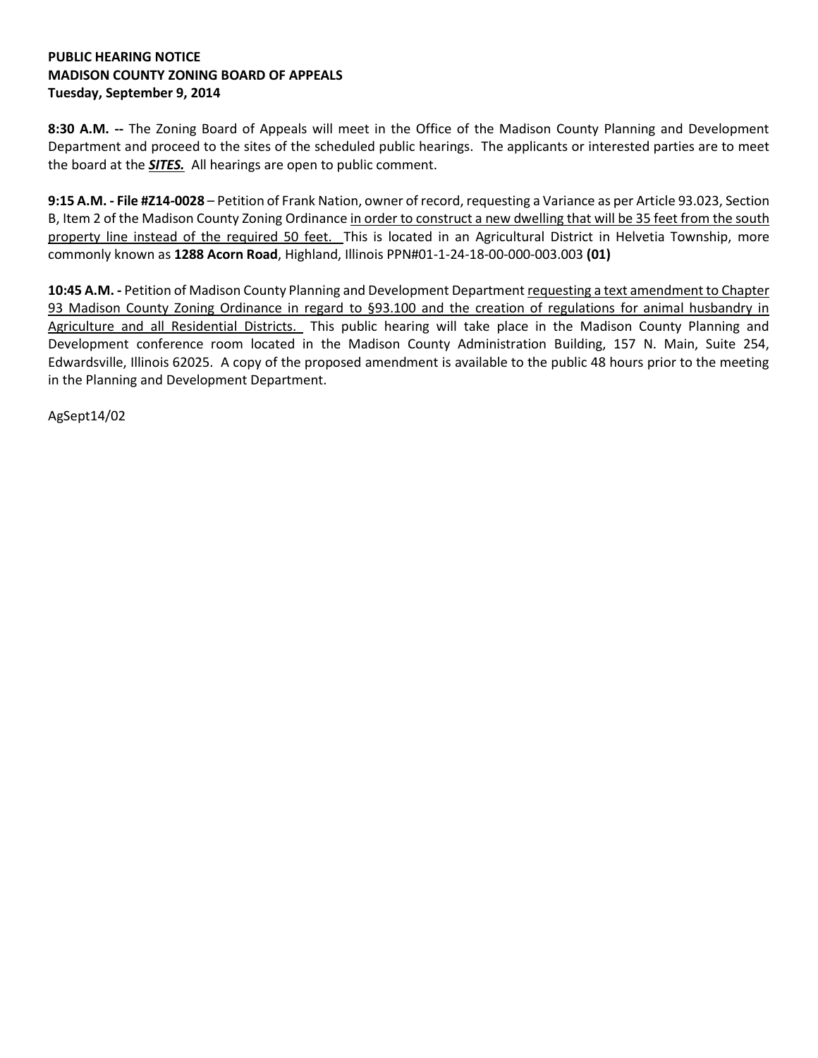**PUBLIC HEARING NOTICE**
**MADISON COUNTY ZONING BOARD OF APPEALS**
**Tuesday, September 9, 2014**

**8:30 A.M. --** The Zoning Board of Appeals will meet in the Office of the Madison County Planning and Development Department and proceed to the sites of the scheduled public hearings. The applicants or interested parties are to meet the board at the ***SITES.*** All hearings are open to public comment.

**9:15 A.M. - File #Z14-0028** – Petition of Frank Nation, owner of record, requesting a Variance as per Article 93.023, Section B, Item 2 of the Madison County Zoning Ordinance in order to construct a new dwelling that will be 35 feet from the south property line instead of the required 50 feet. This is located in an Agricultural District in Helvetia Township, more commonly known as **1288 Acorn Road**, Highland, Illinois PPN#01-1-24-18-00-000-003.003 **(01)**

**10:45 A.M. -** Petition of Madison County Planning and Development Department requesting a text amendment to Chapter 93 Madison County Zoning Ordinance in regard to §93.100 and the creation of regulations for animal husbandry in Agriculture and all Residential Districts. This public hearing will take place in the Madison County Planning and Development conference room located in the Madison County Administration Building, 157 N. Main, Suite 254, Edwardsville, Illinois 62025. A copy of the proposed amendment is available to the public 48 hours prior to the meeting in the Planning and Development Department.

AgSept14/02